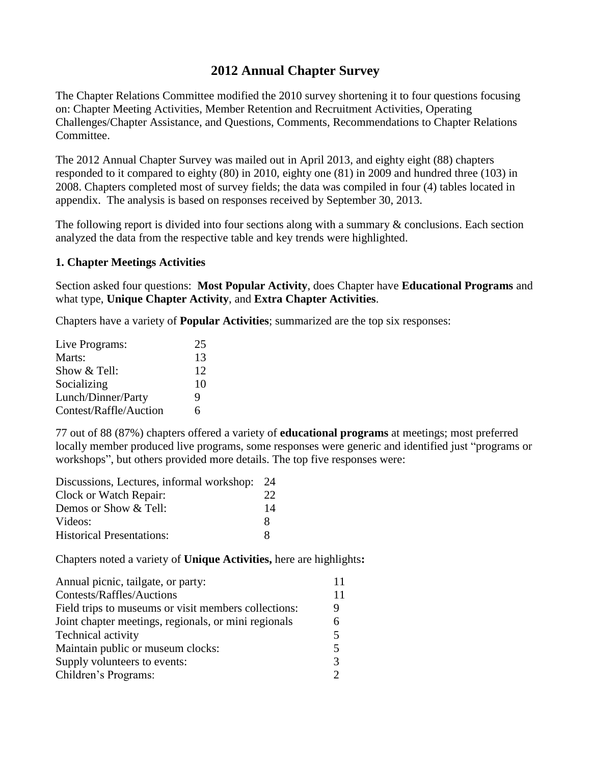# 2012 Annual Chapter Survey

The Chapter Relations Committee modified the 2010 survey shortening it to four questions focusing on: Chapter Meeting Activities, Member Retention and Recruitment Activities, Operating Challenges/Chapter Assistance, and Questions, Comments, Recommendations to Chapter Relations Committee.

The 2012 Annual Chapter Survey was mailed out in April 2013, and eighty eight (88) chapters responded to it compared to eighty (80) in 2010, eighty one (81) in 2009 and hundred three (103) in 2008. Chapters completed most of survey fields; the data was compiled in four (4) tables located in appendix. The analysis is based on responses received by September 30, 2013.

The following report is divided into four sections along with a summary & conclusions. Each section analyzed the data from the respective table and key trends were highlighted.

### 1. Chapter Meetings Activities

Section asked four questions: **Most Popular Activity**, does Chapter have **Educational Programs** and what type, **Unique Chapter Activity**, and **Extra Chapter Activities**.

Chapters have a variety of **Popular Activities**; summarized are the top six responses:

| | |
|---|---|
| Live Programs: | 25 |
| Marts: | 13 |
| Show & Tell: | 12 |
| Socializing | 10 |
| Lunch/Dinner/Party | 9 |
| Contest/Raffle/Auction | 6 |

77 out of 88 (87%) chapters offered a variety of **educational programs** at meetings; most preferred locally member produced live programs, some responses were generic and identified just "programs or workshops", but others provided more details. The top five responses were:

| | |
|---|---|
| Discussions, Lectures, informal workshop: | 24 |
| Clock or Watch Repair: | 22 |
| Demos or Show & Tell: | 14 |
| Videos: | 8 |
| Historical Presentations: | 8 |

Chapters noted a variety of **Unique Activities,** here are highlights**:**

| | |
|---|---|
| Annual picnic, tailgate, or party: | 11 |
| Contests/Raffles/Auctions | 11 |
| Field trips to museums or visit members collections: | 9 |
| Joint chapter meetings, regionals, or mini regionals | 6 |
| Technical activity | 5 |
| Maintain public or museum clocks: | 5 |
| Supply volunteers to events: | 3 |
| Children's Programs: | 2 |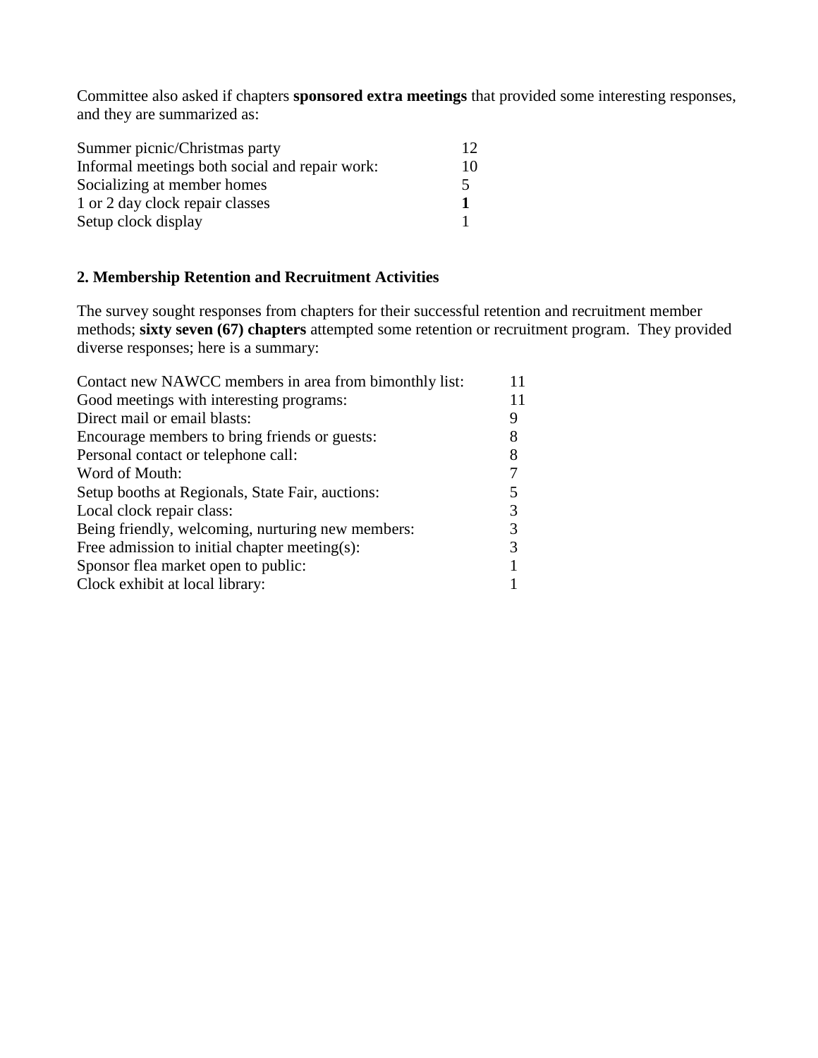Committee also asked if chapters **sponsored extra meetings** that provided some interesting responses, and they are summarized as:

| Activity | Count |
|---|---|
| Summer picnic/Christmas party | 12 |
| Informal meetings both social and repair work: | 10 |
| Socializing at member homes | 5 |
| 1 or 2 day clock repair classes | **1** |
| Setup clock display | 1 |

## 2. Membership Retention and Recruitment Activities

The survey sought responses from chapters for their successful retention and recruitment member methods; **sixty seven (67) chapters** attempted some retention or recruitment program. They provided diverse responses; here is a summary:

| Method | Count |
|---|---|
| Contact new NAWCC members in area from bimonthly list: | 11 |
| Good meetings with interesting programs: | 11 |
| Direct mail or email blasts: | 9 |
| Encourage members to bring friends or guests: | 8 |
| Personal contact or telephone call: | 8 |
| Word of Mouth: | 7 |
| Setup booths at Regionals, State Fair, auctions: | 5 |
| Local clock repair class: | 3 |
| Being friendly, welcoming, nurturing new members: | 3 |
| Free admission to initial chapter meeting(s): | 3 |
| Sponsor flea market open to public: | 1 |
| Clock exhibit at local library: | 1 |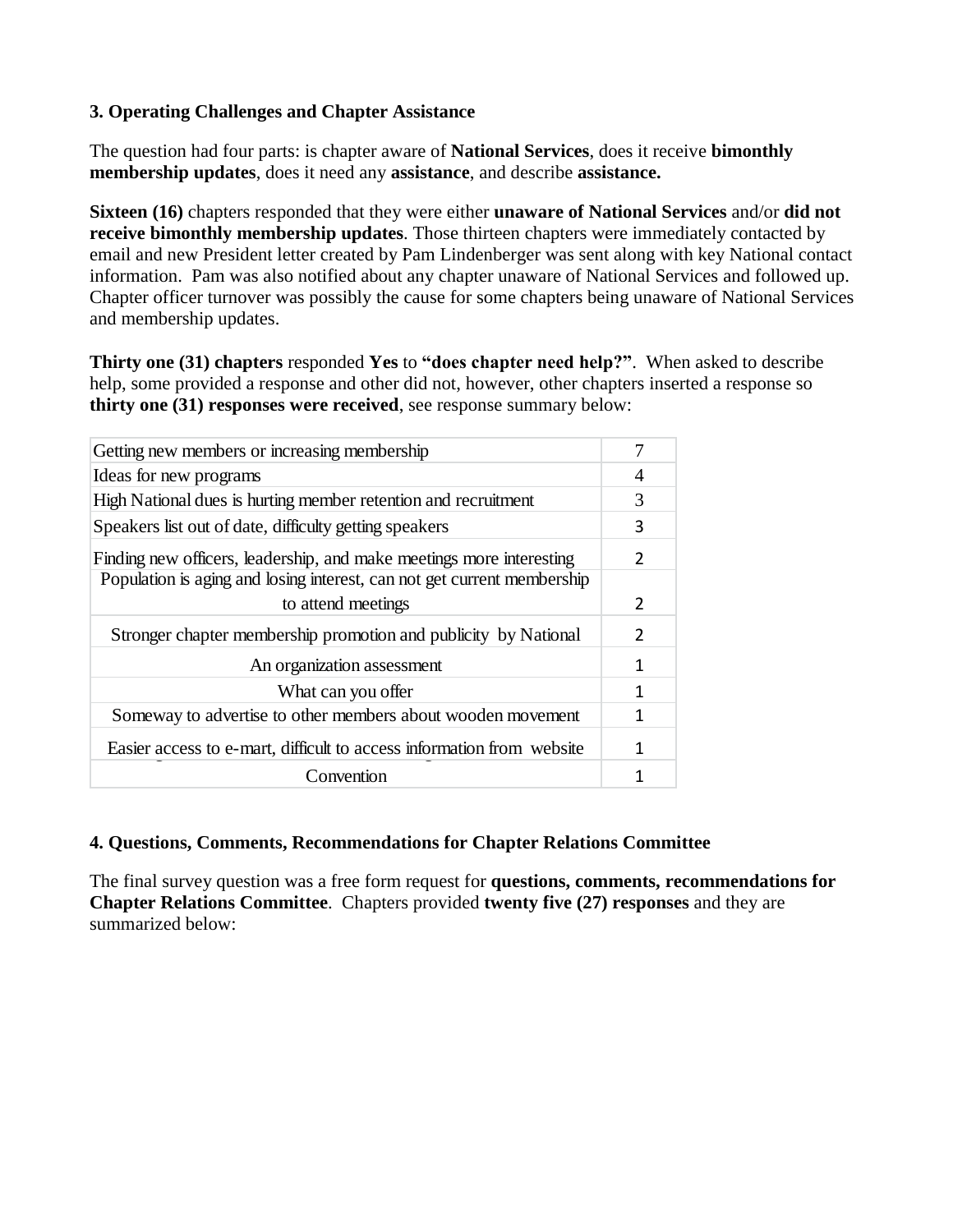### 3. Operating Challenges and Chapter Assistance

The question had four parts: is chapter aware of **National Services**, does it receive **bimonthly membership updates**, does it need any **assistance**, and describe **assistance.**

**Sixteen (16)** chapters responded that they were either **unaware of National Services** and/or **did not receive bimonthly membership updates**. Those thirteen chapters were immediately contacted by email and new President letter created by Pam Lindenberger was sent along with key National contact information. Pam was also notified about any chapter unaware of National Services and followed up. Chapter officer turnover was possibly the cause for some chapters being unaware of National Services and membership updates.

**Thirty one (31) chapters** responded **Yes** to **"does chapter need help?"**. When asked to describe help, some provided a response and other did not, however, other chapters inserted a response so **thirty one (31) responses were received**, see response summary below:

| | |
|---|---|
| Getting new members or increasing membership | 7 |
| Ideas for new programs | 4 |
| High National dues is hurting member retention and recruitment | 3 |
| Speakers list out of date, difficulty getting speakers | 3 |
| Finding new officers, leadership, and make meetings more interesting | 2 |
| Population is aging and losing interest, can not get current membership to attend meetings | 2 |
| Stronger chapter membership promotion and publicity by National | 2 |
| An organization assessment | 1 |
| What can you offer | 1 |
| Someway to advertise to other members about wooden movement | 1 |
| Easier access to e-mart, difficult to access information from website | 1 |
| Convention | 1 |

### 4. Questions, Comments, Recommendations for Chapter Relations Committee

The final survey question was a free form request for **questions, comments, recommendations for Chapter Relations Committee**. Chapters provided **twenty five (27) responses** and they are summarized below: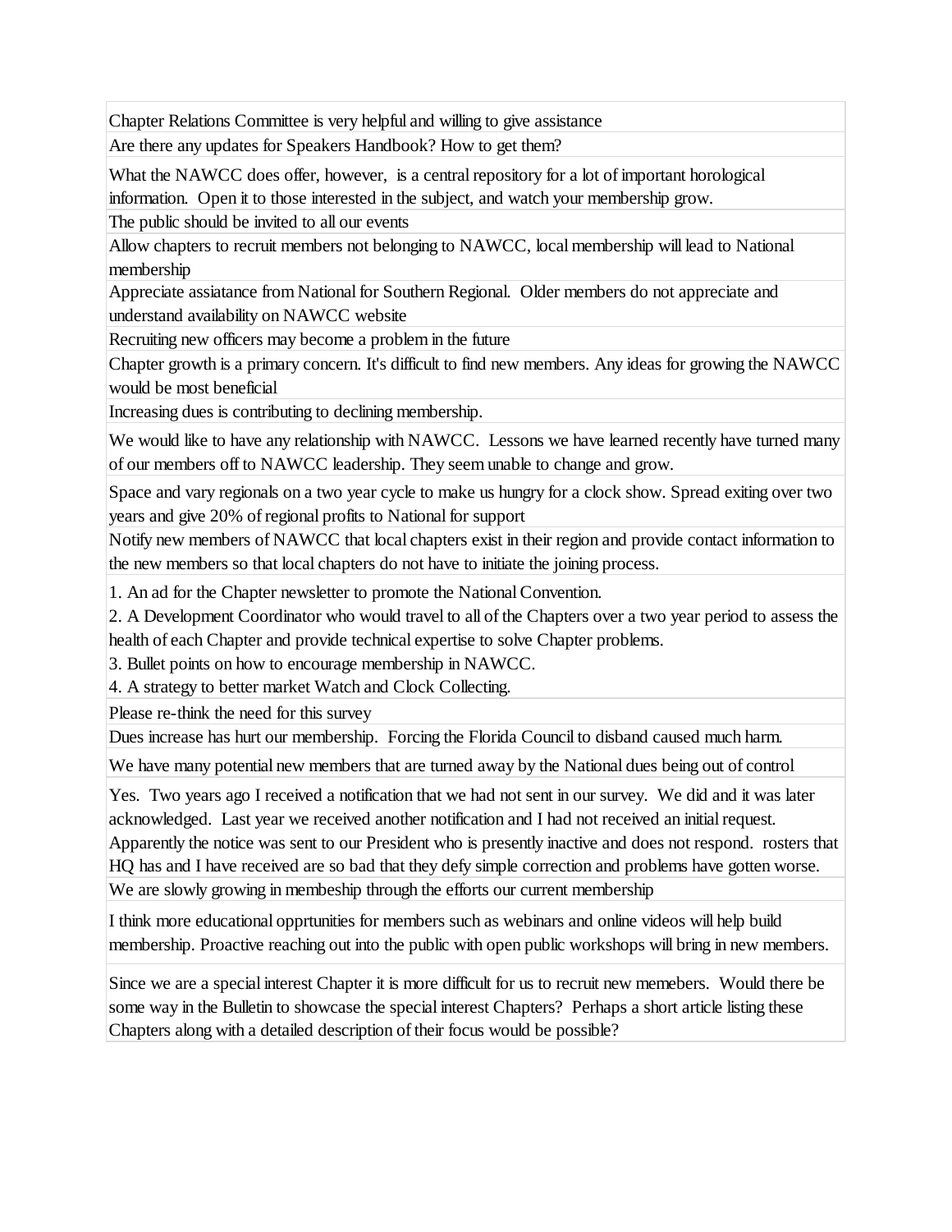| |
|---|
| Chapter Relations Committee is very helpful and willing to give assistance |
| Are there any updates for Speakers Handbook? How to get them? |
| What the NAWCC does offer, however, is a central repository for a lot of important horological information. Open it to those interested in the subject, and watch your membership grow. |
| The public should be invited to all our events |
| Allow chapters to recruit members not belonging to NAWCC, local membership will lead to National membership |
| Appreciate assiatance from National for Southern Regional. Older members do not appreciate and understand availability on NAWCC website |
| Recruiting new officers may become a problem in the future |
| Chapter growth is a primary concern. It's difficult to find new members. Any ideas for growing the NAWCC would be most beneficial |
| Increasing dues is contributing to declining membership. |
| We would like to have any relationship with NAWCC. Lessons we have learned recently have turned many of our members off to NAWCC leadership. They seem unable to change and grow. |
| Space and vary regionals on a two year cycle to make us hungry for a clock show. Spread exiting over two years and give 20% of regional profits to National for support |
| Notify new members of NAWCC that local chapters exist in their region and provide contact information to the new members so that local chapters do not have to initiate the joining process. |
| 1. An ad for the Chapter newsletter to promote the National Convention.<br>2. A Development Coordinator who would travel to all of the Chapters over a two year period to assess the health of each Chapter and provide technical expertise to solve Chapter problems.<br>3. Bullet points on how to encourage membership in NAWCC.<br>4. A strategy to better market Watch and Clock Collecting. |
| Please re-think the need for this survey |
| Dues increase has hurt our membership. Forcing the Florida Council to disband caused much harm. |
| We have many potential new members that are turned away by the National dues being out of control |
| Yes. Two years ago I received a notification that we had not sent in our survey. We did and it was later acknowledged. Last year we received another notification and I had not received an initial request. Apparently the notice was sent to our President who is presently inactive and does not respond. rosters that HQ has and I have received are so bad that they defy simple correction and problems have gotten worse. |
| We are slowly growing in membeship through the efforts our current membership |
| I think more educational opprtunities for members such as webinars and online videos will help build membership. Proactive reaching out into the public with open public workshops will bring in new members. |
| Since we are a special interest Chapter it is more difficult for us to recruit new memebers. Would there be some way in the Bulletin to showcase the special interest Chapters? Perhaps a short article listing these Chapters along with a detailed description of their focus would be possible? |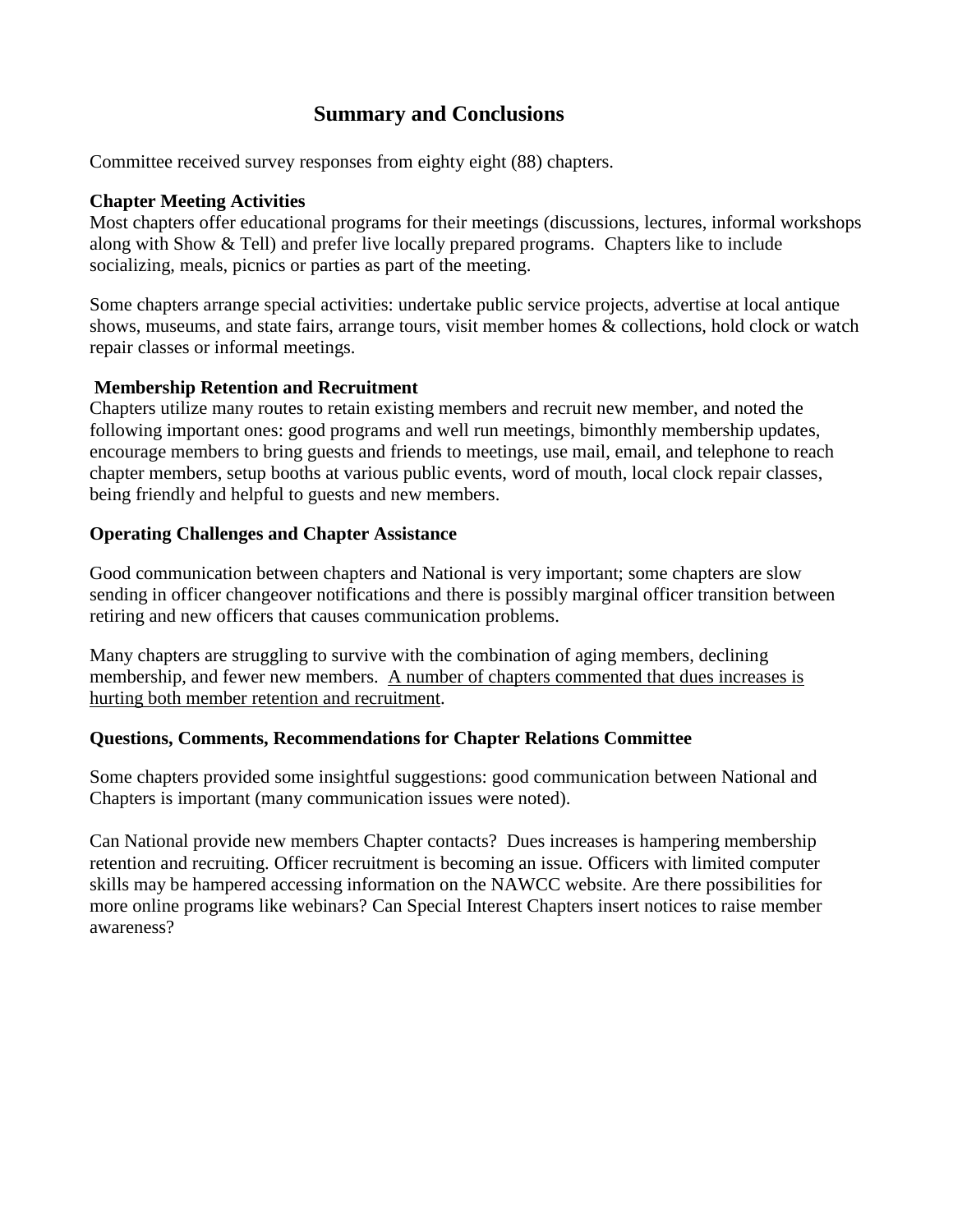# Summary and Conclusions

Committee received survey responses from eighty eight (88) chapters.

**Chapter Meeting Activities**
Most chapters offer educational programs for their meetings (discussions, lectures, informal workshops along with Show & Tell) and prefer live locally prepared programs. Chapters like to include socializing, meals, picnics or parties as part of the meeting.

Some chapters arrange special activities: undertake public service projects, advertise at local antique shows, museums, and state fairs, arrange tours, visit member homes & collections, hold clock or watch repair classes or informal meetings.

**Membership Retention and Recruitment**
Chapters utilize many routes to retain existing members and recruit new member, and noted the following important ones: good programs and well run meetings, bimonthly membership updates, encourage members to bring guests and friends to meetings, use mail, email, and telephone to reach chapter members, setup booths at various public events, word of mouth, local clock repair classes, being friendly and helpful to guests and new members.

**Operating Challenges and Chapter Assistance**

Good communication between chapters and National is very important; some chapters are slow sending in officer changeover notifications and there is possibly marginal officer transition between retiring and new officers that causes communication problems.

Many chapters are struggling to survive with the combination of aging members, declining membership, and fewer new members. <u>A number of chapters commented that dues increases is hurting both member retention and recruitment</u>.

**Questions, Comments, Recommendations for Chapter Relations Committee**

Some chapters provided some insightful suggestions: good communication between National and Chapters is important (many communication issues were noted).

Can National provide new members Chapter contacts? Dues increases is hampering membership retention and recruiting. Officer recruitment is becoming an issue. Officers with limited computer skills may be hampered accessing information on the NAWCC website. Are there possibilities for more online programs like webinars? Can Special Interest Chapters insert notices to raise member awareness?